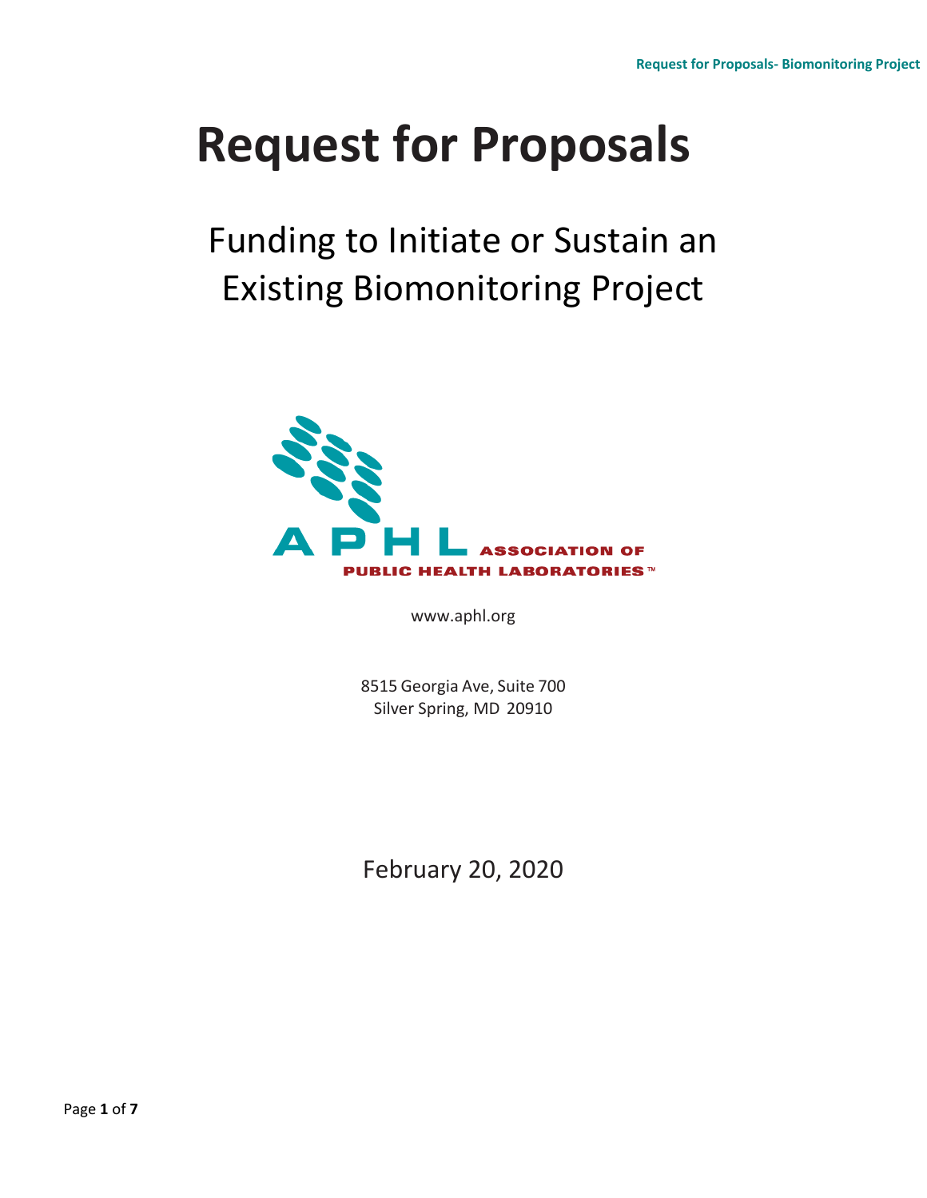# Request for Proposals

## Funding to Initiate or Sustain an Existing Biomonitoring Project

APHL ASSOCIATION OF PUBLIC HEALTH LABORATORIES™

www.aphl.org

8515 Georgia Ave, Suite 700
Silver Spring, MD 20910

February 20, 2020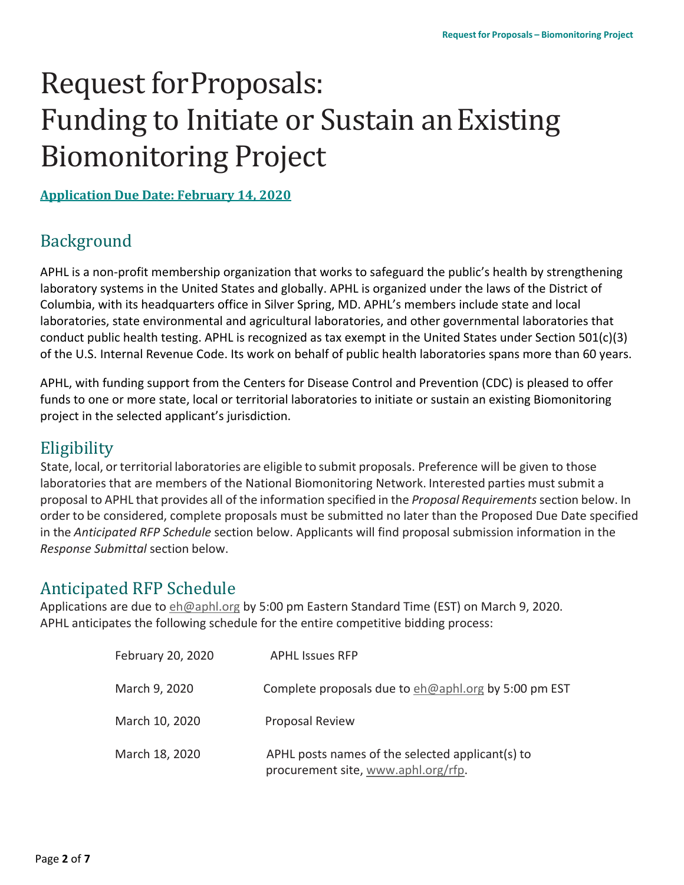# Request for Proposals: Funding to Initiate or Sustain an Existing Biomonitoring Project

**Application Due Date: February 14, 2020**

## Background

APHL is a non-profit membership organization that works to safeguard the public's health by strengthening laboratory systems in the United States and globally. APHL is organized under the laws of the District of Columbia, with its headquarters office in Silver Spring, MD. APHL's members include state and local laboratories, state environmental and agricultural laboratories, and other governmental laboratories that conduct public health testing. APHL is recognized as tax exempt in the United States under Section 501(c)(3) of the U.S. Internal Revenue Code. Its work on behalf of public health laboratories spans more than 60 years.

APHL, with funding support from the Centers for Disease Control and Prevention (CDC) is pleased to offer funds to one or more state, local or territorial laboratories to initiate or sustain an existing Biomonitoring project in the selected applicant's jurisdiction.

## Eligibility

State, local, or territorial laboratories are eligible to submit proposals. Preference will be given to those laboratories that are members of the National Biomonitoring Network. Interested parties must submit a proposal to APHL that provides all of the information specified in the *Proposal Requirements* section below. In order to be considered, complete proposals must be submitted no later than the Proposed Due Date specified in the *Anticipated RFP Schedule* section below. Applicants will find proposal submission information in the *Response Submittal* section below.

## Anticipated RFP Schedule

Applications are due to eh@aphl.org by 5:00 pm Eastern Standard Time (EST) on March 9, 2020. APHL anticipates the following schedule for the entire competitive bidding process:

| | |
|---|---|
| February 20, 2020 | APHL Issues RFP |
| March 9, 2020 | Complete proposals due to eh@aphl.org by 5:00 pm EST |
| March 10, 2020 | Proposal Review |
| March 18, 2020 | APHL posts names of the selected applicant(s) to procurement site, www.aphl.org/rfp. |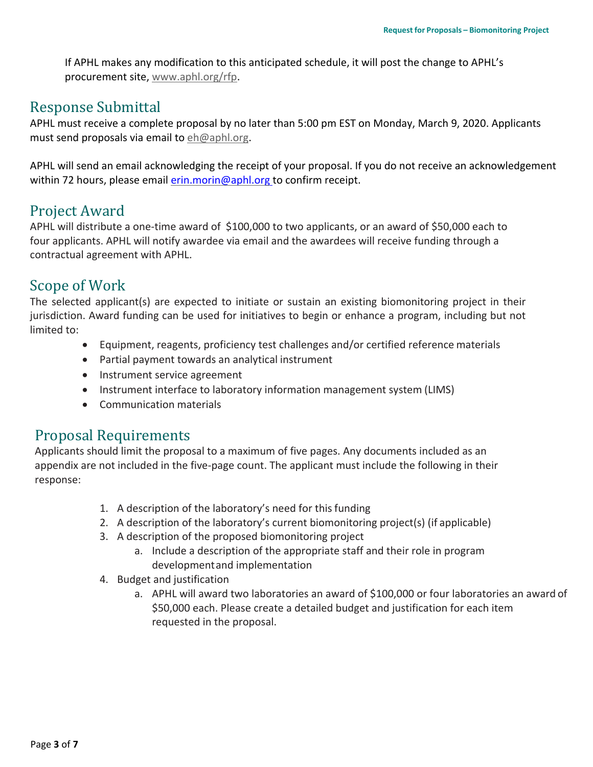If APHL makes any modification to this anticipated schedule, it will post the change to APHL's procurement site, www.aphl.org/rfp.

## Response Submittal

APHL must receive a complete proposal by no later than 5:00 pm EST on Monday, March 9, 2020. Applicants must send proposals via email to eh@aphl.org.

APHL will send an email acknowledging the receipt of your proposal. If you do not receive an acknowledgement within 72 hours, please email erin.morin@aphl.org to confirm receipt.

## Project Award

APHL will distribute a one-time award of $100,000 to two applicants, or an award of $50,000 each to four applicants. APHL will notify awardee via email and the awardees will receive funding through a contractual agreement with APHL.

## Scope of Work

The selected applicant(s) are expected to initiate or sustain an existing biomonitoring project in their jurisdiction. Award funding can be used for initiatives to begin or enhance a program, including but not limited to:

- Equipment, reagents, proficiency test challenges and/or certified reference materials
- Partial payment towards an analytical instrument
- Instrument service agreement
- Instrument interface to laboratory information management system (LIMS)
- Communication materials

## Proposal Requirements

Applicants should limit the proposal to a maximum of five pages. Any documents included as an appendix are not included in the five-page count. The applicant must include the following in their response:

1. A description of the laboratory's need for this funding
2. A description of the laboratory's current biomonitoring project(s) (if applicable)
3. A description of the proposed biomonitoring project
    a. Include a description of the appropriate staff and their role in program development and implementation
4. Budget and justification
    a. APHL will award two laboratories an award of $100,000 or four laboratories an award of $50,000 each. Please create a detailed budget and justification for each item requested in the proposal.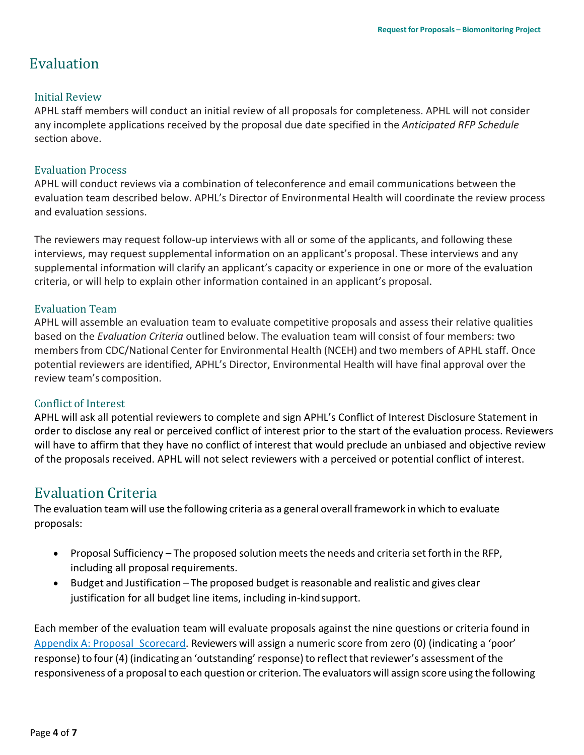## Evaluation

### Initial Review

APHL staff members will conduct an initial review of all proposals for completeness. APHL will not consider any incomplete applications received by the proposal due date specified in the *Anticipated RFP Schedule* section above.

### Evaluation Process

APHL will conduct reviews via a combination of teleconference and email communications between the evaluation team described below. APHL's Director of Environmental Health will coordinate the review process and evaluation sessions.

The reviewers may request follow-up interviews with all or some of the applicants, and following these interviews, may request supplemental information on an applicant's proposal. These interviews and any supplemental information will clarify an applicant's capacity or experience in one or more of the evaluation criteria, or will help to explain other information contained in an applicant's proposal.

### Evaluation Team

APHL will assemble an evaluation team to evaluate competitive proposals and assess their relative qualities based on the *Evaluation Criteria* outlined below. The evaluation team will consist of four members: two members from CDC/National Center for Environmental Health (NCEH) and two members of APHL staff. Once potential reviewers are identified, APHL's Director, Environmental Health will have final approval over the review team's composition.

### Conflict of Interest

APHL will ask all potential reviewers to complete and sign APHL's Conflict of Interest Disclosure Statement in order to disclose any real or perceived conflict of interest prior to the start of the evaluation process. Reviewers will have to affirm that they have no conflict of interest that would preclude an unbiased and objective review of the proposals received. APHL will not select reviewers with a perceived or potential conflict of interest.

## Evaluation Criteria

The evaluation team will use the following criteria as a general overall framework in which to evaluate proposals:

- Proposal Sufficiency – The proposed solution meets the needs and criteria set forth in the RFP, including all proposal requirements.
- Budget and Justification – The proposed budget is reasonable and realistic and gives clear justification for all budget line items, including in-kind support.

Each member of the evaluation team will evaluate proposals against the nine questions or criteria found in Appendix A: Proposal Scorecard. Reviewers will assign a numeric score from zero (0) (indicating a 'poor' response) to four (4) (indicating an 'outstanding' response) to reflect that reviewer's assessment of the responsiveness of a proposal to each question or criterion. The evaluators will assign score using the following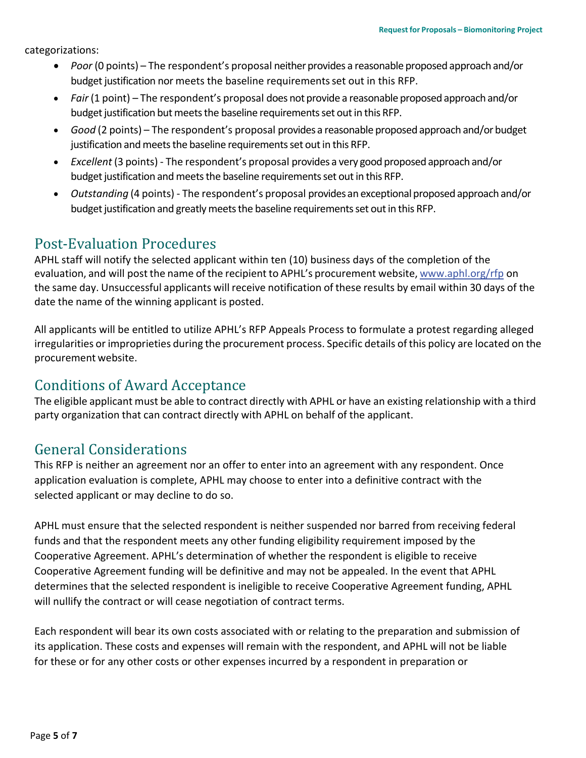categorizations:

- *Poor* (0 points) – The respondent's proposal neither provides a reasonable proposed approach and/or budget justification nor meets the baseline requirements set out in this RFP.
- *Fair* (1 point) – The respondent's proposal does not provide a reasonable proposed approach and/or budget justification but meets the baseline requirements set out in this RFP.
- *Good* (2 points) – The respondent's proposal provides a reasonable proposed approach and/or budget justification and meets the baseline requirements set out in this RFP.
- *Excellent* (3 points) - The respondent's proposal provides a very good proposed approach and/or budget justification and meets the baseline requirements set out in this RFP.
- *Outstanding* (4 points) - The respondent's proposal provides an exceptional proposed approach and/or budget justification and greatly meets the baseline requirements set out in this RFP.

## Post-Evaluation Procedures

APHL staff will notify the selected applicant within ten (10) business days of the completion of the evaluation, and will post the name of the recipient to APHL's procurement website, [www.aphl.org/rfp](www.aphl.org/rfp) on the same day. Unsuccessful applicants will receive notification of these results by email within 30 days of the date the name of the winning applicant is posted.

All applicants will be entitled to utilize APHL's RFP Appeals Process to formulate a protest regarding alleged irregularities or improprieties during the procurement process. Specific details of this policy are located on the procurement website.

## Conditions of Award Acceptance

The eligible applicant must be able to contract directly with APHL or have an existing relationship with a third party organization that can contract directly with APHL on behalf of the applicant.

## General Considerations

This RFP is neither an agreement nor an offer to enter into an agreement with any respondent. Once application evaluation is complete, APHL may choose to enter into a definitive contract with the selected applicant or may decline to do so.

APHL must ensure that the selected respondent is neither suspended nor barred from receiving federal funds and that the respondent meets any other funding eligibility requirement imposed by the Cooperative Agreement. APHL's determination of whether the respondent is eligible to receive Cooperative Agreement funding will be definitive and may not be appealed. In the event that APHL determines that the selected respondent is ineligible to receive Cooperative Agreement funding, APHL will nullify the contract or will cease negotiation of contract terms.

Each respondent will bear its own costs associated with or relating to the preparation and submission of its application. These costs and expenses will remain with the respondent, and APHL will not be liable for these or for any other costs or other expenses incurred by a respondent in preparation or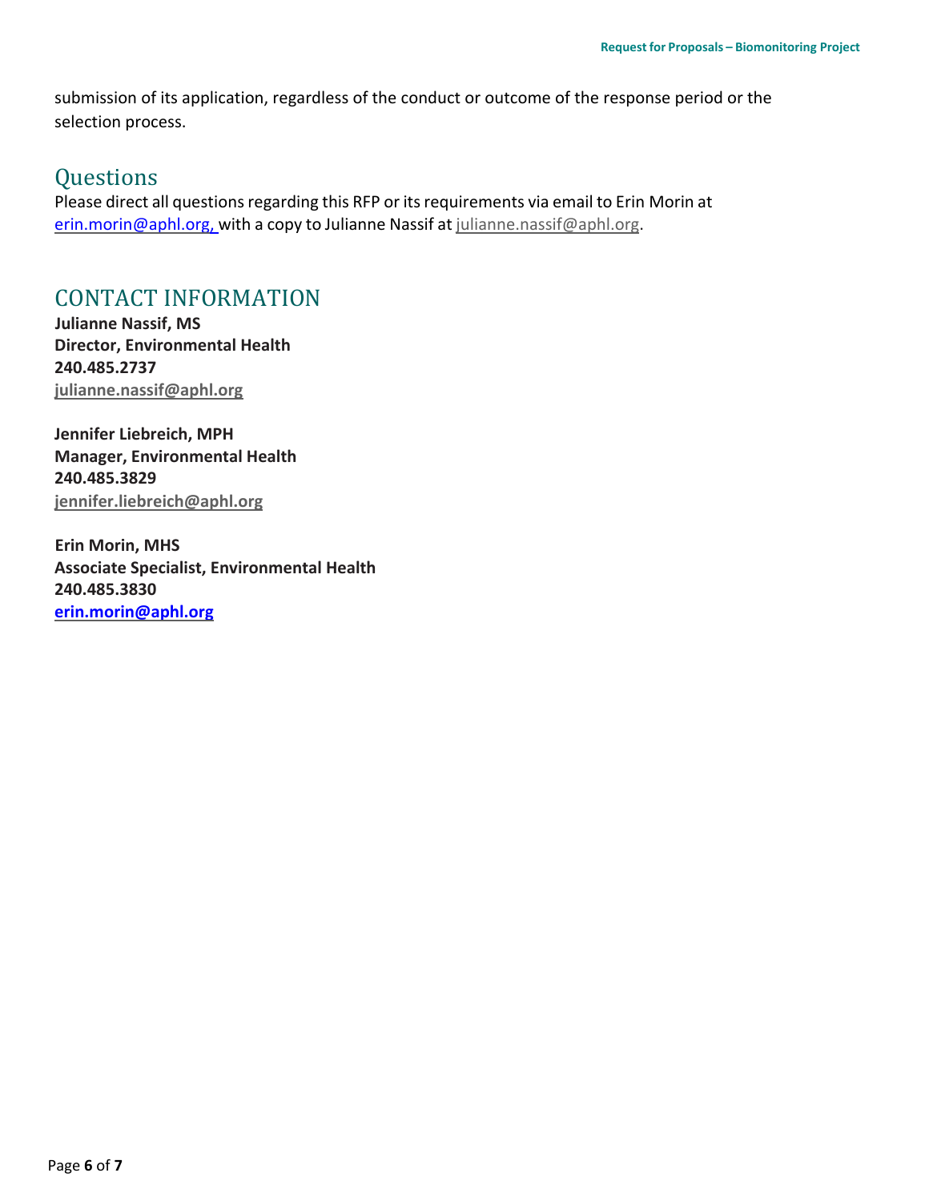submission of its application, regardless of the conduct or outcome of the response period or the selection process.

## Questions

Please direct all questions regarding this RFP or its requirements via email to Erin Morin at erin.morin@aphl.org, with a copy to Julianne Nassif at julianne.nassif@aphl.org.

## CONTACT INFORMATION

**Julianne Nassif, MS**
**Director, Environmental Health**
**240.485.2737**
**julianne.nassif@aphl.org**

**Jennifer Liebreich, MPH**
**Manager, Environmental Health**
**240.485.3829**
**jennifer.liebreich@aphl.org**

**Erin Morin, MHS**
**Associate Specialist, Environmental Health**
**240.485.3830**
**erin.morin@aphl.org**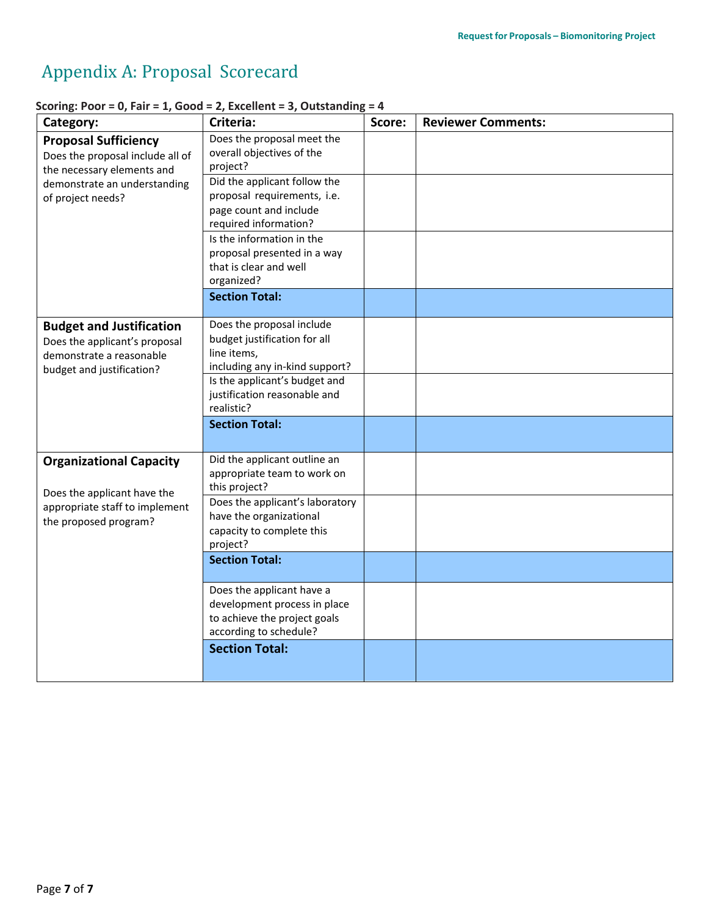# Appendix A: Proposal Scorecard

**Scoring: Poor = 0, Fair = 1, Good = 2, Excellent = 3, Outstanding = 4**

| Category: | Criteria: | Score: | Reviewer Comments: |
|---|---|---|---|
| **Proposal Sufficiency** Does the proposal include all of the necessary elements and demonstrate an understanding of project needs? | Does the proposal meet the overall objectives of the project? | | |
| | Did the applicant follow the proposal requirements, i.e. page count and include required information? | | |
| | Is the information in the proposal presented in a way that is clear and well organized? | | |
| | **Section Total:** | | |
| **Budget and Justification** Does the applicant's proposal demonstrate a reasonable budget and justification? | Does the proposal include budget justification for all line items, including any in-kind support? | | |
| | Is the applicant's budget and justification reasonable and realistic? | | |
| | **Section Total:** | | |
| **Organizational Capacity** Does the applicant have the appropriate staff to implement the proposed program? | Did the applicant outline an appropriate team to work on this project? | | |
| | Does the applicant's laboratory have the organizational capacity to complete this project? | | |
| | **Section Total:** | | |
| | Does the applicant have a development process in place to achieve the project goals according to schedule? | | |
| | **Section Total:** | | |